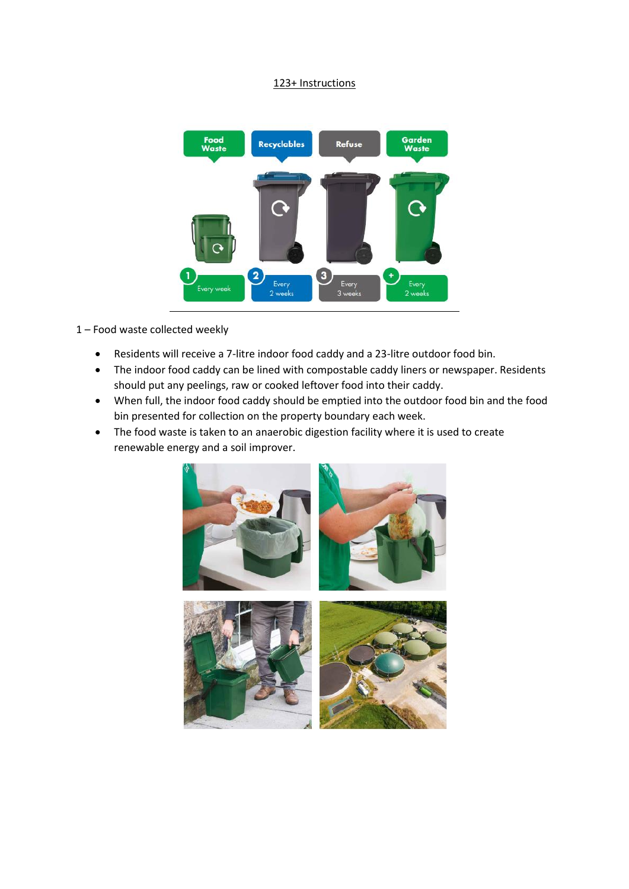123+ Instructions

1 – Food waste collected weekly

- Residents will receive a 7-litre indoor food caddy and a 23-litre outdoor food bin.
- The indoor food caddy can be lined with compostable caddy liners or newspaper. Residents should put any peelings, raw or cooked leftover food into their caddy.
- When full, the indoor food caddy should be emptied into the outdoor food bin and the food bin presented for collection on the property boundary each week.
- The food waste is taken to an anaerobic digestion facility where it is used to create renewable energy and a soil improver.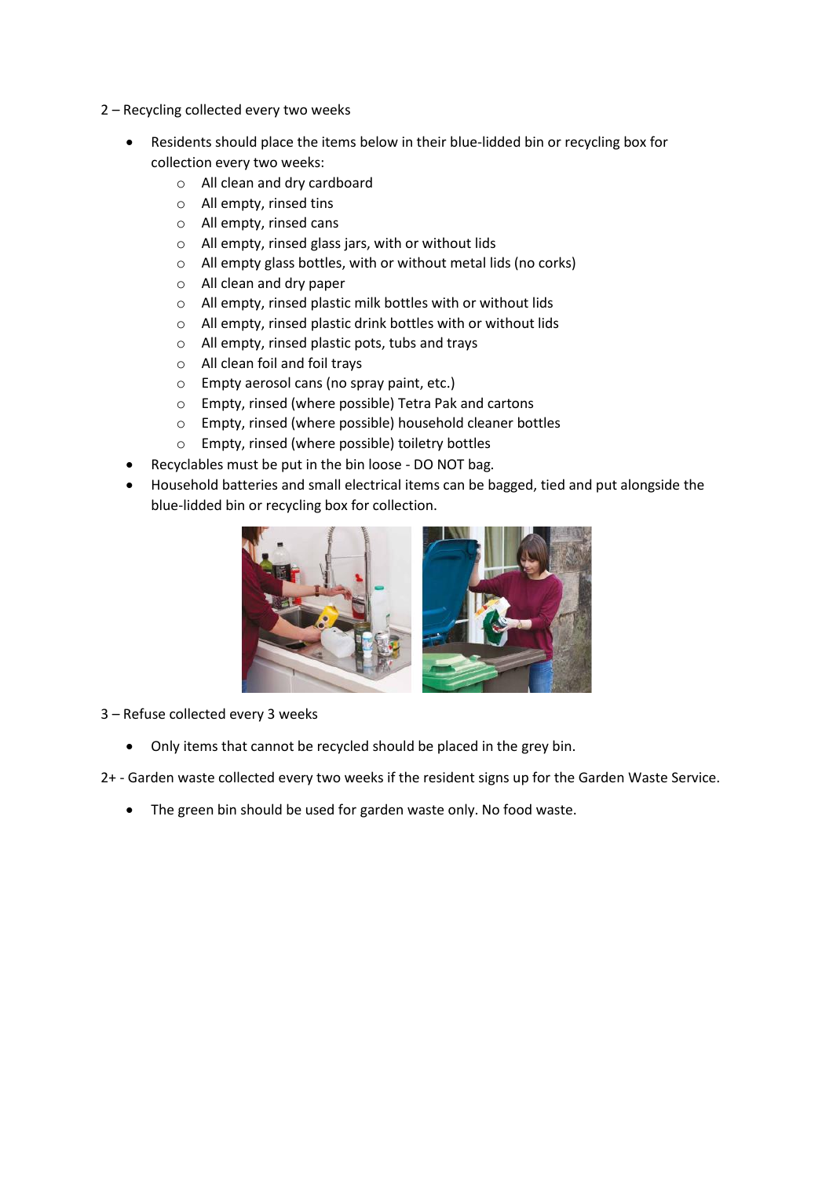2 – Recycling collected every two weeks

- Residents should place the items below in their blue-lidded bin or recycling box for collection every two weeks:
  - All clean and dry cardboard
  - All empty, rinsed tins
  - All empty, rinsed cans
  - All empty, rinsed glass jars, with or without lids
  - All empty glass bottles, with or without metal lids (no corks)
  - All clean and dry paper
  - All empty, rinsed plastic milk bottles with or without lids
  - All empty, rinsed plastic drink bottles with or without lids
  - All empty, rinsed plastic pots, tubs and trays
  - All clean foil and foil trays
  - Empty aerosol cans (no spray paint, etc.)
  - Empty, rinsed (where possible) Tetra Pak and cartons
  - Empty, rinsed (where possible) household cleaner bottles
  - Empty, rinsed (where possible) toiletry bottles
- Recyclables must be put in the bin loose - DO NOT bag.
- Household batteries and small electrical items can be bagged, tied and put alongside the blue-lidded bin or recycling box for collection.

3 – Refuse collected every 3 weeks

- Only items that cannot be recycled should be placed in the grey bin.

2+ - Garden waste collected every two weeks if the resident signs up for the Garden Waste Service.

- The green bin should be used for garden waste only. No food waste.